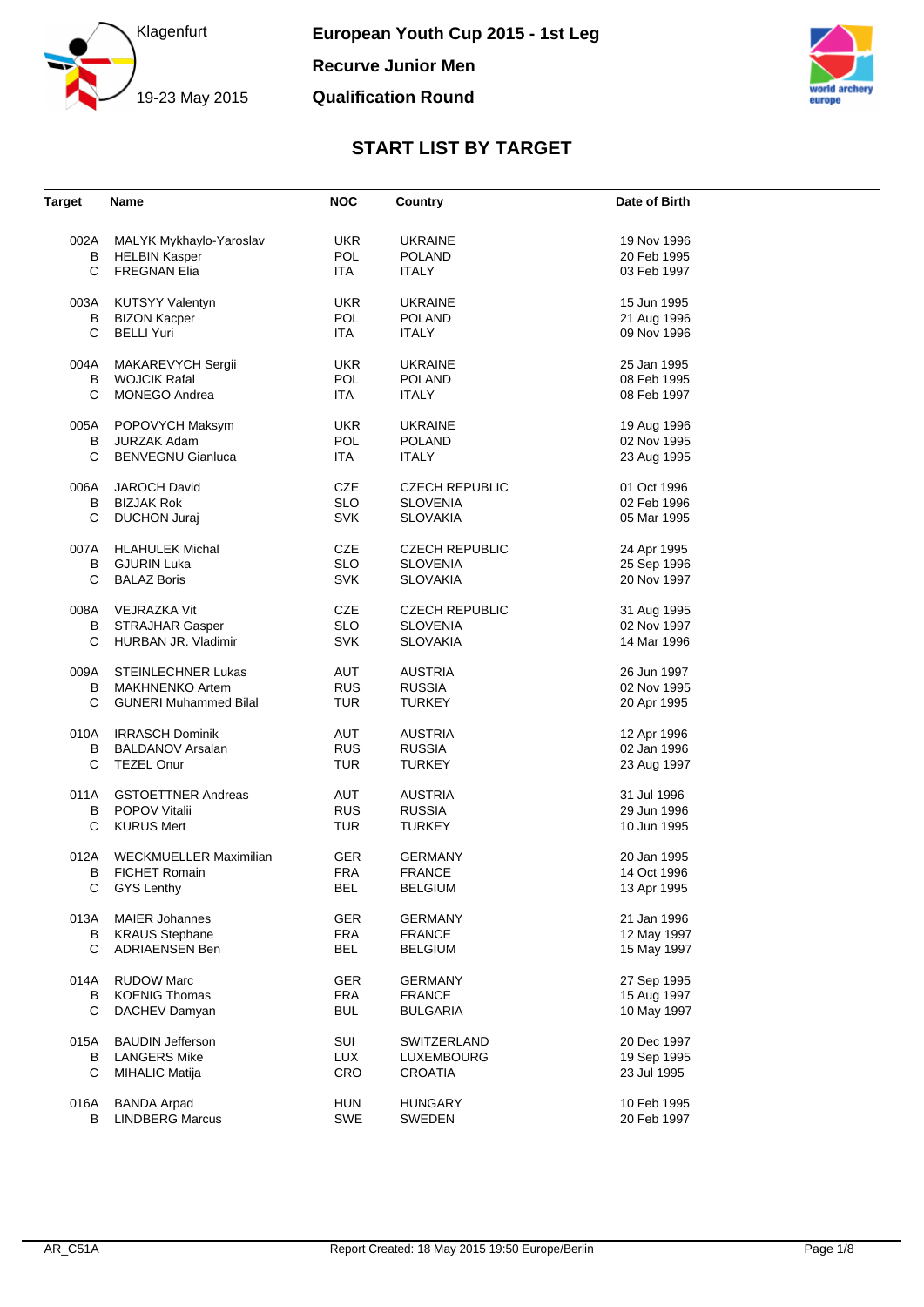# European Youth Cup 2015 - 1st Leg

Klagenfurt

19-23 May 2015

**Recurve Junior Men**

**Qualification Round**

## START LIST BY TARGET

| Target | Name | NOC | Country | Date of Birth |
|---|---|---|---|---|
| 002A | MALYK Mykhaylo-Yaroslav | UKR | UKRAINE | 19 Nov 1996 |
| B | HELBIN Kasper | POL | POLAND | 20 Feb 1995 |
| C | FREGNAN Elia | ITA | ITALY | 03 Feb 1997 |
| 003A | KUTSYY Valentyn | UKR | UKRAINE | 15 Jun 1995 |
| B | BIZON Kacper | POL | POLAND | 21 Aug 1996 |
| C | BELLI Yuri | ITA | ITALY | 09 Nov 1996 |
| 004A | MAKAREVYCH Sergii | UKR | UKRAINE | 25 Jan 1995 |
| B | WOJCIK Rafal | POL | POLAND | 08 Feb 1995 |
| C | MONEGO Andrea | ITA | ITALY | 08 Feb 1997 |
| 005A | POPOVYCH Maksym | UKR | UKRAINE | 19 Aug 1996 |
| B | JURZAK Adam | POL | POLAND | 02 Nov 1995 |
| C | BENVEGNU Gianluca | ITA | ITALY | 23 Aug 1995 |
| 006A | JAROCH David | CZE | CZECH REPUBLIC | 01 Oct 1996 |
| B | BIZJAK Rok | SLO | SLOVENIA | 02 Feb 1996 |
| C | DUCHON Juraj | SVK | SLOVAKIA | 05 Mar 1995 |
| 007A | HLAHULEK Michal | CZE | CZECH REPUBLIC | 24 Apr 1995 |
| B | GJURIN Luka | SLO | SLOVENIA | 25 Sep 1996 |
| C | BALAZ Boris | SVK | SLOVAKIA | 20 Nov 1997 |
| 008A | VEJRAZKA Vit | CZE | CZECH REPUBLIC | 31 Aug 1995 |
| B | STRAJHAR Gasper | SLO | SLOVENIA | 02 Nov 1997 |
| C | HURBAN JR. Vladimir | SVK | SLOVAKIA | 14 Mar 1996 |
| 009A | STEINLECHNER Lukas | AUT | AUSTRIA | 26 Jun 1997 |
| B | MAKHNENKO Artem | RUS | RUSSIA | 02 Nov 1995 |
| C | GUNERI Muhammed Bilal | TUR | TURKEY | 20 Apr 1995 |
| 010A | IRRASCH Dominik | AUT | AUSTRIA | 12 Apr 1996 |
| B | BALDANOV Arsalan | RUS | RUSSIA | 02 Jan 1996 |
| C | TEZEL Onur | TUR | TURKEY | 23 Aug 1997 |
| 011A | GSTOETTNER Andreas | AUT | AUSTRIA | 31 Jul 1996 |
| B | POPOV Vitalii | RUS | RUSSIA | 29 Jun 1996 |
| C | KURUS Mert | TUR | TURKEY | 10 Jun 1995 |
| 012A | WECKMUELLER Maximilian | GER | GERMANY | 20 Jan 1995 |
| B | FICHET Romain | FRA | FRANCE | 14 Oct 1996 |
| C | GYS Lenthy | BEL | BELGIUM | 13 Apr 1995 |
| 013A | MAIER Johannes | GER | GERMANY | 21 Jan 1996 |
| B | KRAUS Stephane | FRA | FRANCE | 12 May 1997 |
| C | ADRIAENSEN Ben | BEL | BELGIUM | 15 May 1997 |
| 014A | RUDOW Marc | GER | GERMANY | 27 Sep 1995 |
| B | KOENIG Thomas | FRA | FRANCE | 15 Aug 1997 |
| C | DACHEV Damyan | BUL | BULGARIA | 10 May 1997 |
| 015A | BAUDIN Jefferson | SUI | SWITZERLAND | 20 Dec 1997 |
| B | LANGERS Mike | LUX | LUXEMBOURG | 19 Sep 1995 |
| C | MIHALIC Matija | CRO | CROATIA | 23 Jul 1995 |
| 016A | BANDA Arpad | HUN | HUNGARY | 10 Feb 1995 |
| B | LINDBERG Marcus | SWE | SWEDEN | 20 Feb 1997 |

AR_C51A

Report Created: 18 May 2015 19:50 Europe/Berlin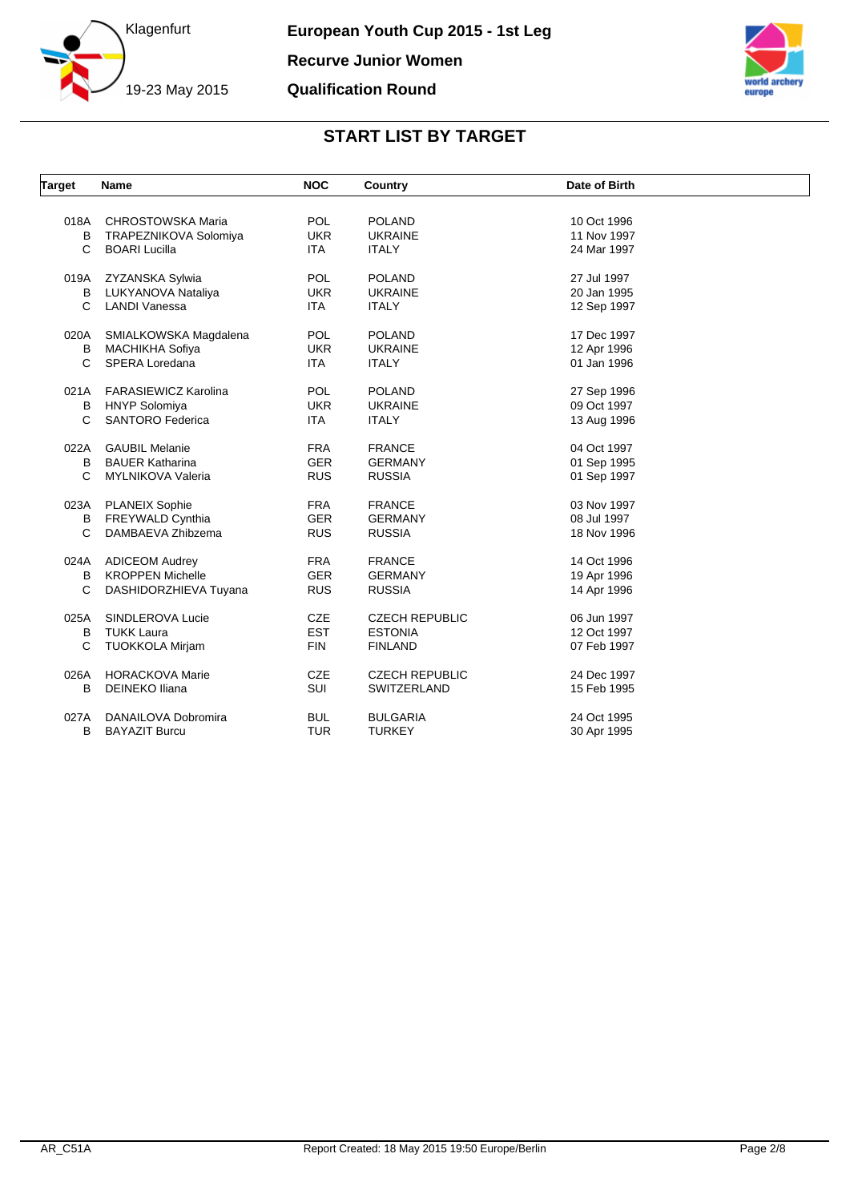# START LIST BY TARGET

| Target | Name | NOC | Country | Date of Birth |
|---|---|---|---|---|
| 018A | CHROSTOWSKA Maria | POL | POLAND | 10 Oct 1996 |
| B | TRAPEZNIKOVA Solomiya | UKR | UKRAINE | 11 Nov 1997 |
| C | BOARI Lucilla | ITA | ITALY | 24 Mar 1997 |
| 019A | ZYZANSKA Sylwia | POL | POLAND | 27 Jul 1997 |
| B | LUKYANOVA Nataliya | UKR | UKRAINE | 20 Jan 1995 |
| C | LANDI Vanessa | ITA | ITALY | 12 Sep 1997 |
| 020A | SMIALKOWSKA Magdalena | POL | POLAND | 17 Dec 1997 |
| B | MACHIKHA Sofiya | UKR | UKRAINE | 12 Apr 1996 |
| C | SPERA Loredana | ITA | ITALY | 01 Jan 1996 |
| 021A | FARASIEWICZ Karolina | POL | POLAND | 27 Sep 1996 |
| B | HNYP Solomiya | UKR | UKRAINE | 09 Oct 1997 |
| C | SANTORO Federica | ITA | ITALY | 13 Aug 1996 |
| 022A | GAUBIL Melanie | FRA | FRANCE | 04 Oct 1997 |
| B | BAUER Katharina | GER | GERMANY | 01 Sep 1995 |
| C | MYLNIKOVA Valeria | RUS | RUSSIA | 01 Sep 1997 |
| 023A | PLANEIX Sophie | FRA | FRANCE | 03 Nov 1997 |
| B | FREYWALD Cynthia | GER | GERMANY | 08 Jul 1997 |
| C | DAMBAEVA Zhibzema | RUS | RUSSIA | 18 Nov 1996 |
| 024A | ADICEOM Audrey | FRA | FRANCE | 14 Oct 1996 |
| B | KROPPEN Michelle | GER | GERMANY | 19 Apr 1996 |
| C | DASHIDORZHIEVA Tuyana | RUS | RUSSIA | 14 Apr 1996 |
| 025A | SINDLEROVA Lucie | CZE | CZECH REPUBLIC | 06 Jun 1997 |
| B | TUKK Laura | EST | ESTONIA | 12 Oct 1997 |
| C | TUOKKOLA Mirjam | FIN | FINLAND | 07 Feb 1997 |
| 026A | HORACKOVA Marie | CZE | CZECH REPUBLIC | 24 Dec 1997 |
| B | DEINEKO Iliana | SUI | SWITZERLAND | 15 Feb 1995 |
| 027A | DANAILOVA Dobromira | BUL | BULGARIA | 24 Oct 1995 |
| B | BAYAZIT Burcu | TUR | TURKEY | 30 Apr 1995 |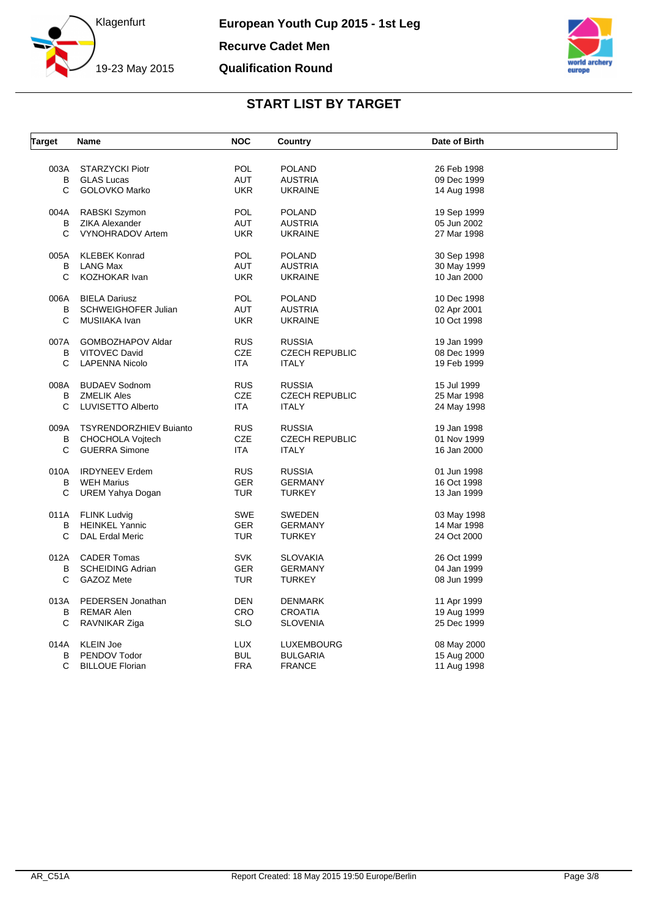# European Youth Cup 2015 - 1st Leg

Klagenfurt
19-23 May 2015

## Recurve Cadet Men

## Qualification Round

## START LIST BY TARGET

| Target | Name | NOC | Country | Date of Birth |
|---|---|---|---|---|
| 003A | STARZYCKI Piotr | POL | POLAND | 26 Feb 1998 |
| B | GLAS Lucas | AUT | AUSTRIA | 09 Dec 1999 |
| C | GOLOVKO Marko | UKR | UKRAINE | 14 Aug 1998 |
| 004A | RABSKI Szymon | POL | POLAND | 19 Sep 1999 |
| B | ZIKA Alexander | AUT | AUSTRIA | 05 Jun 2002 |
| C | VYNOHRADOV Artem | UKR | UKRAINE | 27 Mar 1998 |
| 005A | KLEBEK Konrad | POL | POLAND | 30 Sep 1998 |
| B | LANG Max | AUT | AUSTRIA | 30 May 1999 |
| C | KOZHOKAR Ivan | UKR | UKRAINE | 10 Jan 2000 |
| 006A | BIELA Dariusz | POL | POLAND | 10 Dec 1998 |
| B | SCHWEIGHOFER Julian | AUT | AUSTRIA | 02 Apr 2001 |
| C | MUSIIAKA Ivan | UKR | UKRAINE | 10 Oct 1998 |
| 007A | GOMBOZHAPOV Aldar | RUS | RUSSIA | 19 Jan 1999 |
| B | VITOVEC David | CZE | CZECH REPUBLIC | 08 Dec 1999 |
| C | LAPENNA Nicolo | ITA | ITALY | 19 Feb 1999 |
| 008A | BUDAEV Sodnom | RUS | RUSSIA | 15 Jul 1999 |
| B | ZMELIK Ales | CZE | CZECH REPUBLIC | 25 Mar 1998 |
| C | LUVISETTO Alberto | ITA | ITALY | 24 May 1998 |
| 009A | TSYRENDORZHIEV Buianto | RUS | RUSSIA | 19 Jan 1998 |
| B | CHOCHOLA Vojtech | CZE | CZECH REPUBLIC | 01 Nov 1999 |
| C | GUERRA Simone | ITA | ITALY | 16 Jan 2000 |
| 010A | IRDYNEEV Erdem | RUS | RUSSIA | 01 Jun 1998 |
| B | WEH Marius | GER | GERMANY | 16 Oct 1998 |
| C | UREM Yahya Dogan | TUR | TURKEY | 13 Jan 1999 |
| 011A | FLINK Ludvig | SWE | SWEDEN | 03 May 1998 |
| B | HEINKEL Yannic | GER | GERMANY | 14 Mar 1998 |
| C | DAL Erdal Meric | TUR | TURKEY | 24 Oct 2000 |
| 012A | CADER Tomas | SVK | SLOVAKIA | 26 Oct 1999 |
| B | SCHEIDING Adrian | GER | GERMANY | 04 Jan 1999 |
| C | GAZOZ Mete | TUR | TURKEY | 08 Jun 1999 |
| 013A | PEDERSEN Jonathan | DEN | DENMARK | 11 Apr 1999 |
| B | REMAR Alen | CRO | CROATIA | 19 Aug 1999 |
| C | RAVNIKAR Ziga | SLO | SLOVENIA | 25 Dec 1999 |
| 014A | KLEIN Joe | LUX | LUXEMBOURG | 08 May 2000 |
| B | PENDOV Todor | BUL | BULGARIA | 15 Aug 2000 |
| C | BILLOUE Florian | FRA | FRANCE | 11 Aug 1998 |

AR_C51A Report Created: 18 May 2015 19:50 Europe/Berlin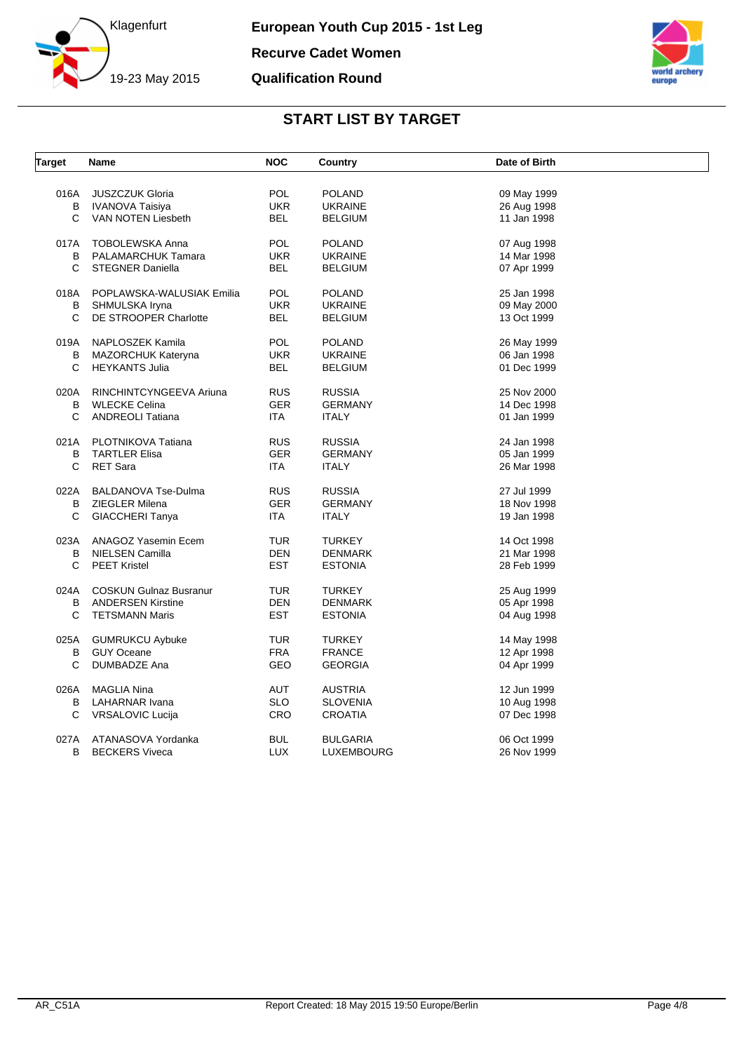**European Youth Cup 2015 - 1st Leg**

**Recurve Cadet Women**

**Qualification Round**

Klagenfurt

19-23 May 2015

## START LIST BY TARGET

| Target | Name | NOC | Country | Date of Birth |
|---|---|---|---|---|
| 016A | JUSZCZUK Gloria | POL | POLAND | 09 May 1999 |
| B | IVANOVA Taisiya | UKR | UKRAINE | 26 Aug 1998 |
| C | VAN NOTEN Liesbeth | BEL | BELGIUM | 11 Jan 1998 |
| 017A | TOBOLEWSKA Anna | POL | POLAND | 07 Aug 1998 |
| B | PALAMARCHUK Tamara | UKR | UKRAINE | 14 Mar 1998 |
| C | STEGNER Daniella | BEL | BELGIUM | 07 Apr 1999 |
| 018A | POPLAWSKA-WALUSIAK Emilia | POL | POLAND | 25 Jan 1998 |
| B | SHMULSKA Iryna | UKR | UKRAINE | 09 May 2000 |
| C | DE STROOPER Charlotte | BEL | BELGIUM | 13 Oct 1999 |
| 019A | NAPLOSZEK Kamila | POL | POLAND | 26 May 1999 |
| B | MAZORCHUK Kateryna | UKR | UKRAINE | 06 Jan 1998 |
| C | HEYKANTS Julia | BEL | BELGIUM | 01 Dec 1999 |
| 020A | RINCHINTCYNGEEVA Ariuna | RUS | RUSSIA | 25 Nov 2000 |
| B | WLECKE Celina | GER | GERMANY | 14 Dec 1998 |
| C | ANDREOLI Tatiana | ITA | ITALY | 01 Jan 1999 |
| 021A | PLOTNIKOVA Tatiana | RUS | RUSSIA | 24 Jan 1998 |
| B | TARTLER Elisa | GER | GERMANY | 05 Jan 1999 |
| C | RET Sara | ITA | ITALY | 26 Mar 1998 |
| 022A | BALDANOVA Tse-Dulma | RUS | RUSSIA | 27 Jul 1999 |
| B | ZIEGLER Milena | GER | GERMANY | 18 Nov 1998 |
| C | GIACCHERI Tanya | ITA | ITALY | 19 Jan 1998 |
| 023A | ANAGOZ Yasemin Ecem | TUR | TURKEY | 14 Oct 1998 |
| B | NIELSEN Camilla | DEN | DENMARK | 21 Mar 1998 |
| C | PEET Kristel | EST | ESTONIA | 28 Feb 1999 |
| 024A | COSKUN Gulnaz Busranur | TUR | TURKEY | 25 Aug 1999 |
| B | ANDERSEN Kirstine | DEN | DENMARK | 05 Apr 1998 |
| C | TETSMANN Maris | EST | ESTONIA | 04 Aug 1998 |
| 025A | GUMRUKCU Aybuke | TUR | TURKEY | 14 May 1998 |
| B | GUY Oceane | FRA | FRANCE | 12 Apr 1998 |
| C | DUMBADZE Ana | GEO | GEORGIA | 04 Apr 1999 |
| 026A | MAGLIA Nina | AUT | AUSTRIA | 12 Jun 1999 |
| B | LAHARNAR Ivana | SLO | SLOVENIA | 10 Aug 1998 |
| C | VRSALOVIC Lucija | CRO | CROATIA | 07 Dec 1998 |
| 027A | ATANASOVA Yordanka | BUL | BULGARIA | 06 Oct 1999 |
| B | BECKERS Viveca | LUX | LUXEMBOURG | 26 Nov 1999 |

AR_C51A  Report Created: 18 May 2015 19:50 Europe/Berlin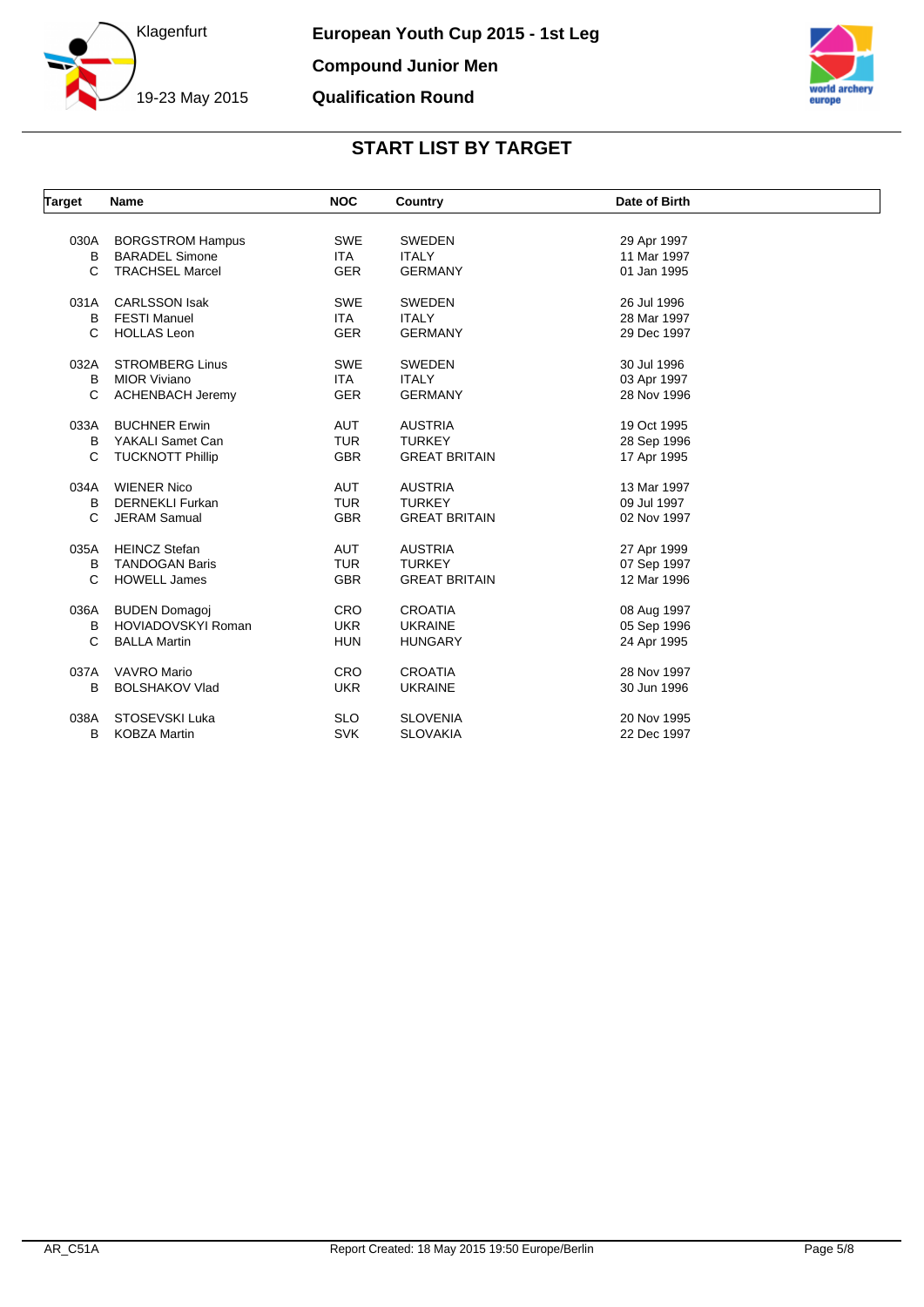# European Youth Cup 2015 - 1st Leg

## Compound Junior Men

## Qualification Round

Klagenfurt

19-23 May 2015

### START LIST BY TARGET

| Target | Name | NOC | Country | Date of Birth |
|---|---|---|---|---|
| 030A | BORGSTROM Hampus | SWE | SWEDEN | 29 Apr 1997 |
| B | BARADEL Simone | ITA | ITALY | 11 Mar 1997 |
| C | TRACHSEL Marcel | GER | GERMANY | 01 Jan 1995 |
| 031A | CARLSSON Isak | SWE | SWEDEN | 26 Jul 1996 |
| B | FESTI Manuel | ITA | ITALY | 28 Mar 1997 |
| C | HOLLAS Leon | GER | GERMANY | 29 Dec 1997 |
| 032A | STROMBERG Linus | SWE | SWEDEN | 30 Jul 1996 |
| B | MIOR Viviano | ITA | ITALY | 03 Apr 1997 |
| C | ACHENBACH Jeremy | GER | GERMANY | 28 Nov 1996 |
| 033A | BUCHNER Erwin | AUT | AUSTRIA | 19 Oct 1995 |
| B | YAKALI Samet Can | TUR | TURKEY | 28 Sep 1996 |
| C | TUCKNOTT Phillip | GBR | GREAT BRITAIN | 17 Apr 1995 |
| 034A | WIENER Nico | AUT | AUSTRIA | 13 Mar 1997 |
| B | DERNEKLI Furkan | TUR | TURKEY | 09 Jul 1997 |
| C | JERAM Samual | GBR | GREAT BRITAIN | 02 Nov 1997 |
| 035A | HEINCZ Stefan | AUT | AUSTRIA | 27 Apr 1999 |
| B | TANDOGAN Baris | TUR | TURKEY | 07 Sep 1997 |
| C | HOWELL James | GBR | GREAT BRITAIN | 12 Mar 1996 |
| 036A | BUDEN Domagoj | CRO | CROATIA | 08 Aug 1997 |
| B | HOVIADOVSKYI Roman | UKR | UKRAINE | 05 Sep 1996 |
| C | BALLA Martin | HUN | HUNGARY | 24 Apr 1995 |
| 037A | VAVRO Mario | CRO | CROATIA | 28 Nov 1997 |
| B | BOLSHAKOV Vlad | UKR | UKRAINE | 30 Jun 1996 |
| 038A | STOSEVSKI Luka | SLO | SLOVENIA | 20 Nov 1995 |
| B | KOBZA Martin | SVK | SLOVAKIA | 22 Dec 1997 |

AR_C51A Report Created: 18 May 2015 19:50 Europe/Berlin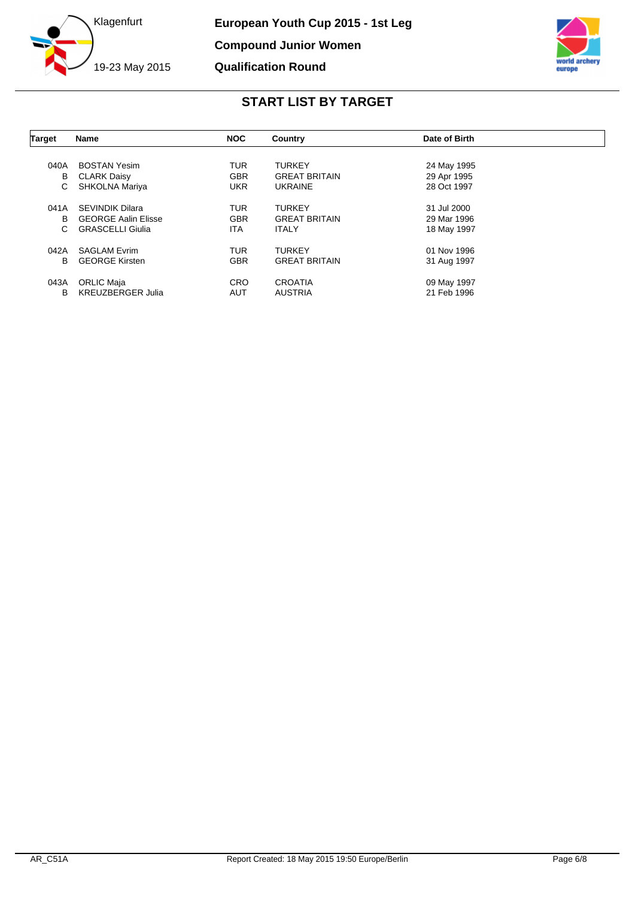Klagenfurt

19-23 May 2015

**European Youth Cup 2015 - 1st Leg**

**Compound Junior Women**

**Qualification Round**

## START LIST BY TARGET

| Target | Name | NOC | Country | Date of Birth |
|---|---|---|---|---|
| 040A | BOSTAN Yesim | TUR | TURKEY | 24 May 1995 |
| B | CLARK Daisy | GBR | GREAT BRITAIN | 29 Apr 1995 |
| C | SHKOLNA Mariya | UKR | UKRAINE | 28 Oct 1997 |
| 041A | SEVINDIK Dilara | TUR | TURKEY | 31 Jul 2000 |
| B | GEORGE Aalin Elisse | GBR | GREAT BRITAIN | 29 Mar 1996 |
| C | GRASCELLI Giulia | ITA | ITALY | 18 May 1997 |
| 042A | SAGLAM Evrim | TUR | TURKEY | 01 Nov 1996 |
| B | GEORGE Kirsten | GBR | GREAT BRITAIN | 31 Aug 1997 |
| 043A | ORLIC Maja | CRO | CROATIA | 09 May 1997 |
| B | KREUZBERGER Julia | AUT | AUSTRIA | 21 Feb 1996 |

AR_C51A Report Created: 18 May 2015 19:50 Europe/Berlin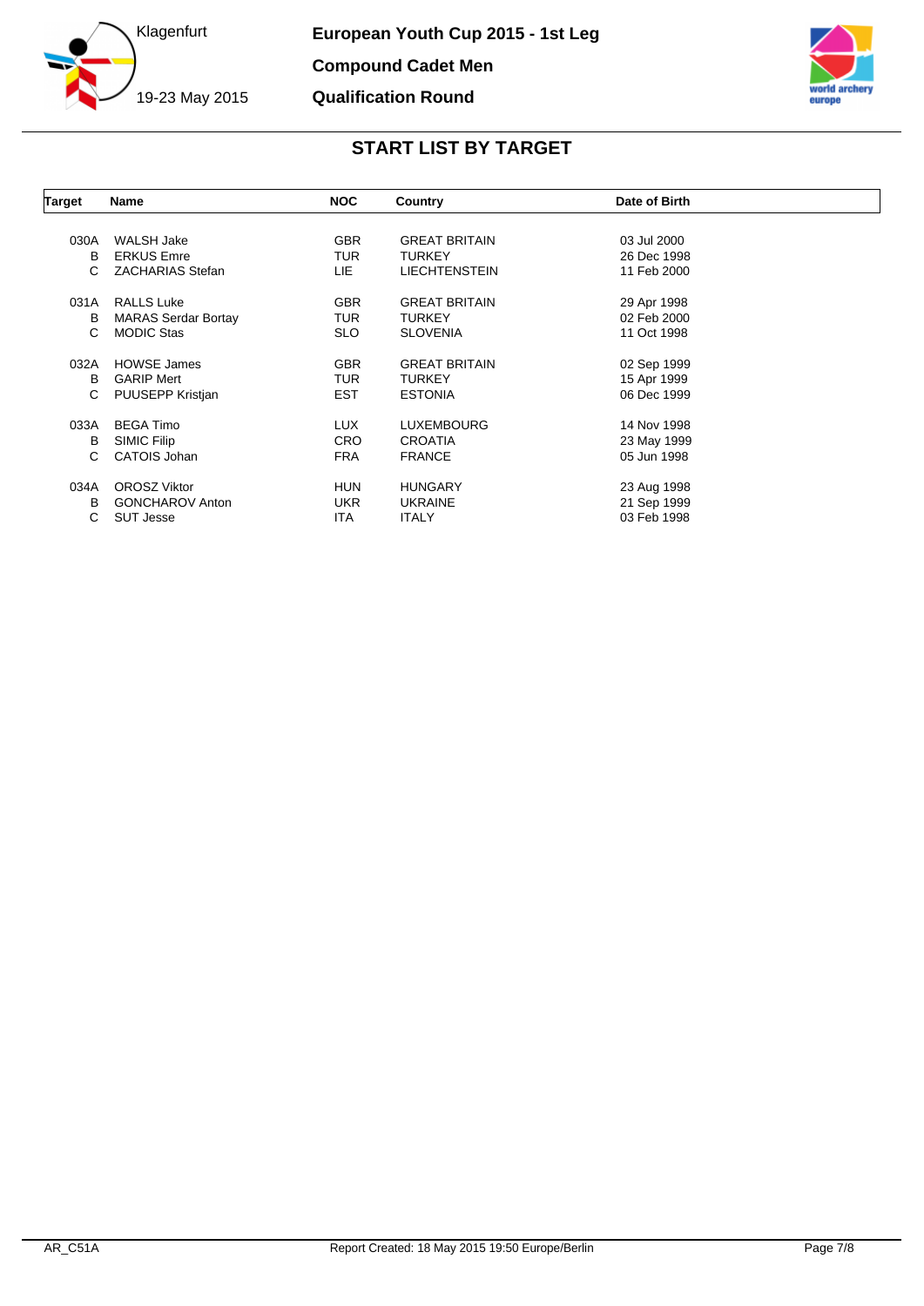European Youth Cup 2015 - 1st Leg

Compound Cadet Men

Qualification Round

Klagenfurt

19-23 May 2015

## START LIST BY TARGET

| Target | Name | NOC | Country | Date of Birth |
|---|---|---|---|---|
| 030A | WALSH Jake | GBR | GREAT BRITAIN | 03 Jul 2000 |
| B | ERKUS Emre | TUR | TURKEY | 26 Dec 1998 |
| C | ZACHARIAS Stefan | LIE | LIECHTENSTEIN | 11 Feb 2000 |
| 031A | RALLS Luke | GBR | GREAT BRITAIN | 29 Apr 1998 |
| B | MARAS Serdar Bortay | TUR | TURKEY | 02 Feb 2000 |
| C | MODIC Stas | SLO | SLOVENIA | 11 Oct 1998 |
| 032A | HOWSE James | GBR | GREAT BRITAIN | 02 Sep 1999 |
| B | GARIP Mert | TUR | TURKEY | 15 Apr 1999 |
| C | PUUSEPP Kristjan | EST | ESTONIA | 06 Dec 1999 |
| 033A | BEGA Timo | LUX | LUXEMBOURG | 14 Nov 1998 |
| B | SIMIC Filip | CRO | CROATIA | 23 May 1999 |
| C | CATOIS Johan | FRA | FRANCE | 05 Jun 1998 |
| 034A | OROSZ Viktor | HUN | HUNGARY | 23 Aug 1998 |
| B | GONCHAROV Anton | UKR | UKRAINE | 21 Sep 1999 |
| C | SUT Jesse | ITA | ITALY | 03 Feb 1998 |

AR_C51A    Report Created: 18 May 2015 19:50 Europe/Berlin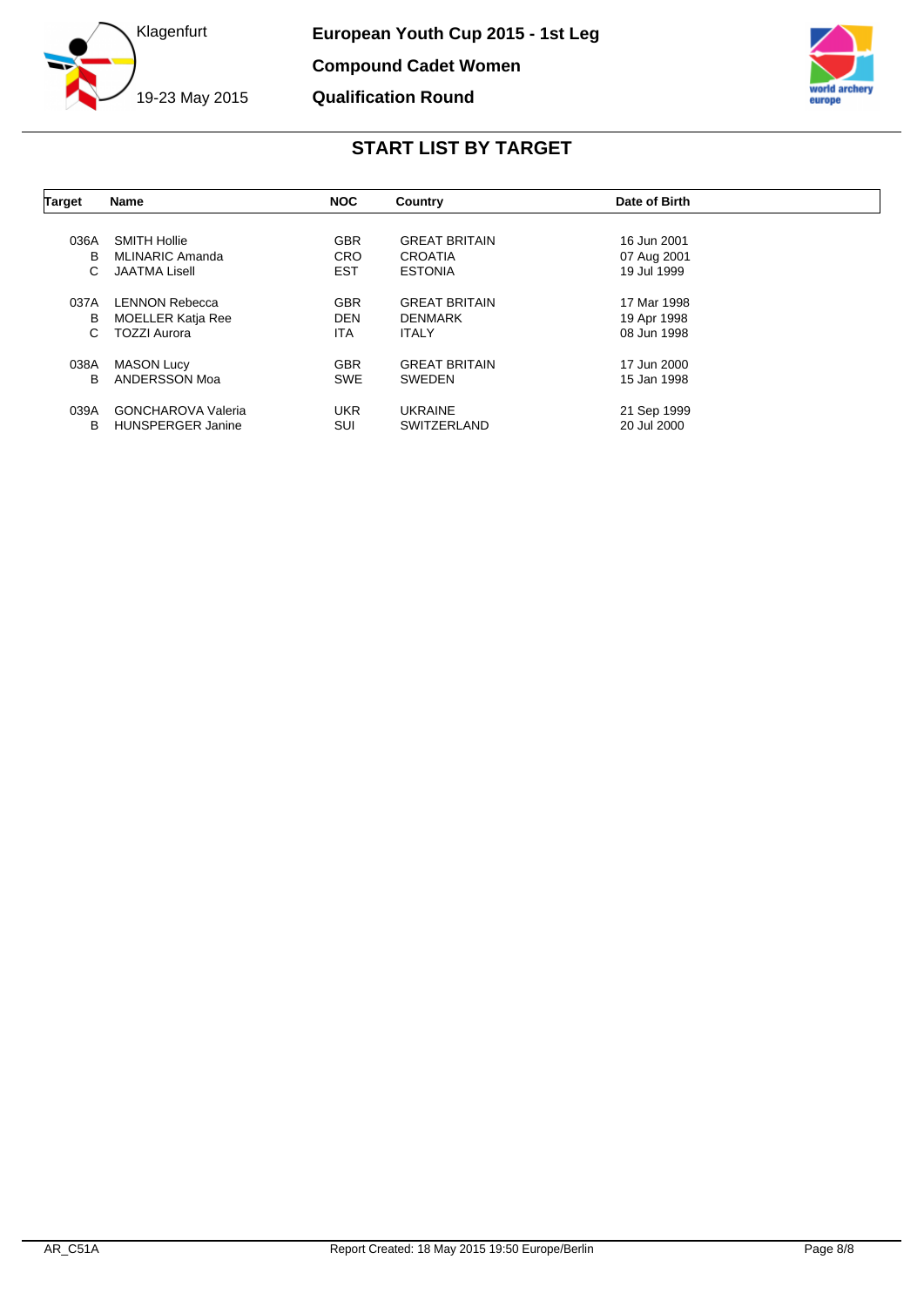European Youth Cup 2015 - 1st Leg

Compound Cadet Women

Qualification Round

Klagenfurt

19-23 May 2015

## START LIST BY TARGET

| Target | Name | NOC | Country | Date of Birth |
|---|---|---|---|---|
| 036A | SMITH Hollie | GBR | GREAT BRITAIN | 16 Jun 2001 |
| B | MLINARIC Amanda | CRO | CROATIA | 07 Aug 2001 |
| C | JAATMA Lisell | EST | ESTONIA | 19 Jul 1999 |
| 037A | LENNON Rebecca | GBR | GREAT BRITAIN | 17 Mar 1998 |
| B | MOELLER Katja Ree | DEN | DENMARK | 19 Apr 1998 |
| C | TOZZI Aurora | ITA | ITALY | 08 Jun 1998 |
| 038A | MASON Lucy | GBR | GREAT BRITAIN | 17 Jun 2000 |
| B | ANDERSSON Moa | SWE | SWEDEN | 15 Jan 1998 |
| 039A | GONCHAROVA Valeria | UKR | UKRAINE | 21 Sep 1999 |
| B | HUNSPERGER Janine | SUI | SWITZERLAND | 20 Jul 2000 |

AR_C51A

Report Created: 18 May 2015 19:50 Europe/Berlin